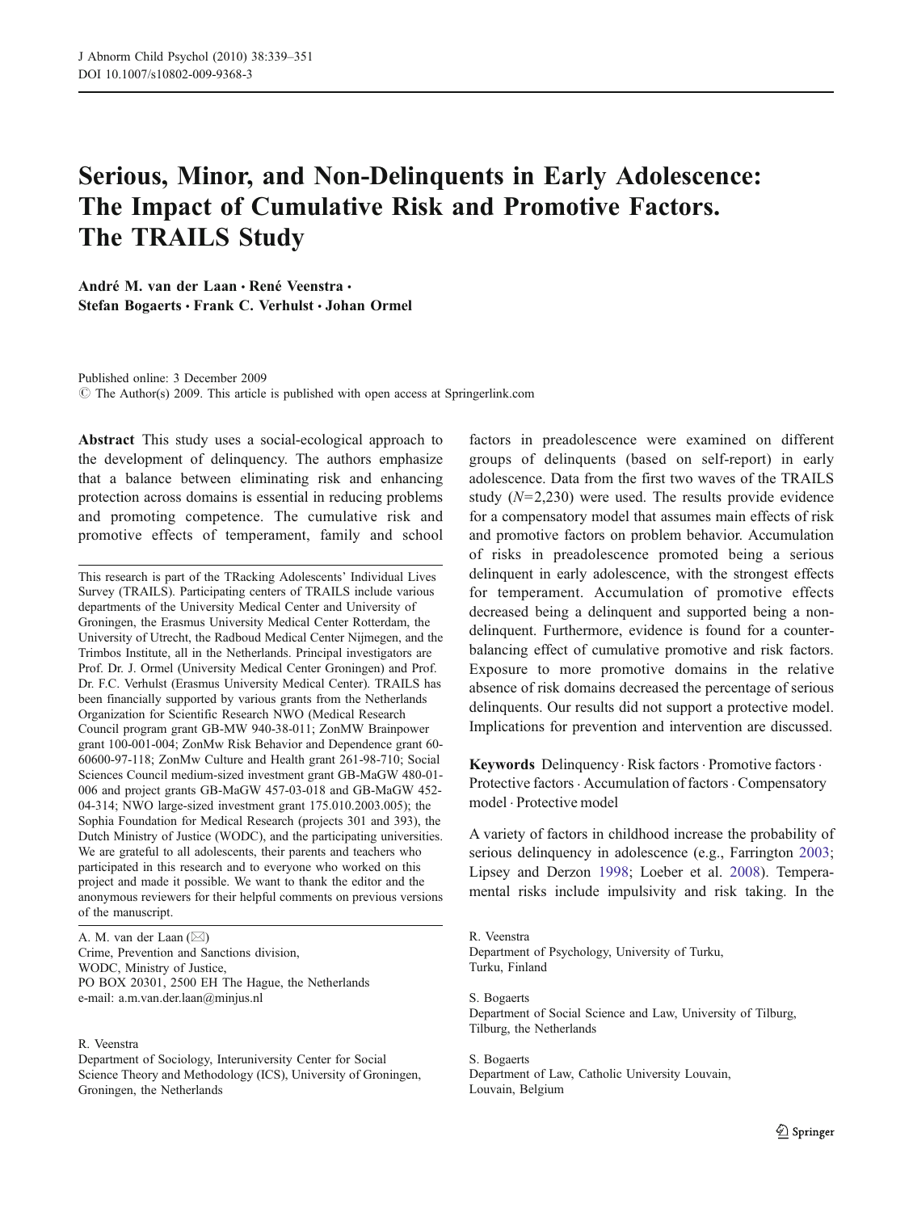# Serious, Minor, and Non-Delinquents in Early Adolescence: The Impact of Cumulative Risk and Promotive Factors. The TRAILS Study

**André M. van der Laan · René Veenstra · Stefan Bogaerts · Frank C. Verhulst · Johan Ormel**

Published online: 3 December 2009
© The Author(s) 2009. This article is published with open access at Springerlink.com

**Abstract** This study uses a social-ecological approach to the development of delinquency. The authors emphasize that a balance between eliminating risk and enhancing protection across domains is essential in reducing problems and promoting competence. The cumulative risk and promotive effects of temperament, family and school factors in preadolescence were examined on different groups of delinquents (based on self-report) in early adolescence. Data from the first two waves of the TRAILS study (*N*=2,230) were used. The results provide evidence for a compensatory model that assumes main effects of risk and promotive factors on problem behavior. Accumulation of risks in preadolescence promoted being a serious delinquent in early adolescence, with the strongest effects for temperament. Accumulation of promotive effects decreased being a delinquent and supported being a non-delinquent. Furthermore, evidence is found for a counter-balancing effect of cumulative promotive and risk factors. Exposure to more promotive domains in the relative absence of risk domains decreased the percentage of serious delinquents. Our results did not support a protective model. Implications for prevention and intervention are discussed.

**Keywords** Delinquency · Risk factors · Promotive factors · Protective factors · Accumulation of factors · Compensatory model · Protective model

This research is part of the TRacking Adolescents' Individual Lives Survey (TRAILS). Participating centers of TRAILS include various departments of the University Medical Center and University of Groningen, the Erasmus University Medical Center Rotterdam, the University of Utrecht, the Radboud Medical Center Nijmegen, and the Trimbos Institute, all in the Netherlands. Principal investigators are Prof. Dr. J. Ormel (University Medical Center Groningen) and Prof. Dr. F.C. Verhulst (Erasmus University Medical Center). TRAILS has been financially supported by various grants from the Netherlands Organization for Scientific Research NWO (Medical Research Council program grant GB-MW 940-38-011; ZonMW Brainpower grant 100-001-004; ZonMw Risk Behavior and Dependence grant 60-60600-97-118; ZonMw Culture and Health grant 261-98-710; Social Sciences Council medium-sized investment grant GB-MaGW 480-01-006 and project grants GB-MaGW 457-03-018 and GB-MaGW 452-04-314; NWO large-sized investment grant 175.010.2003.005); the Sophia Foundation for Medical Research (projects 301 and 393), the Dutch Ministry of Justice (WODC), and the participating universities. We are grateful to all adolescents, their parents and teachers who participated in this research and to everyone who worked on this project and made it possible. We want to thank the editor and the anonymous reviewers for their helpful comments on previous versions of the manuscript.

A. M. van der Laan (✉)
Crime, Prevention and Sanctions division,
WODC, Ministry of Justice,
PO BOX 20301, 2500 EH The Hague, the Netherlands
e-mail: a.m.van.der.laan@minjus.nl

R. Veenstra
Department of Sociology, Interuniversity Center for Social Science Theory and Methodology (ICS), University of Groningen, Groningen, the Netherlands

R. Veenstra
Department of Psychology, University of Turku, Turku, Finland

S. Bogaerts
Department of Social Science and Law, University of Tilburg, Tilburg, the Netherlands

S. Bogaerts
Department of Law, Catholic University Louvain, Louvain, Belgium

A variety of factors in childhood increase the probability of serious delinquency in adolescence (e.g., Farrington 2003; Lipsey and Derzon 1998; Loeber et al. 2008). Temperamental risks include impulsivity and risk taking. In the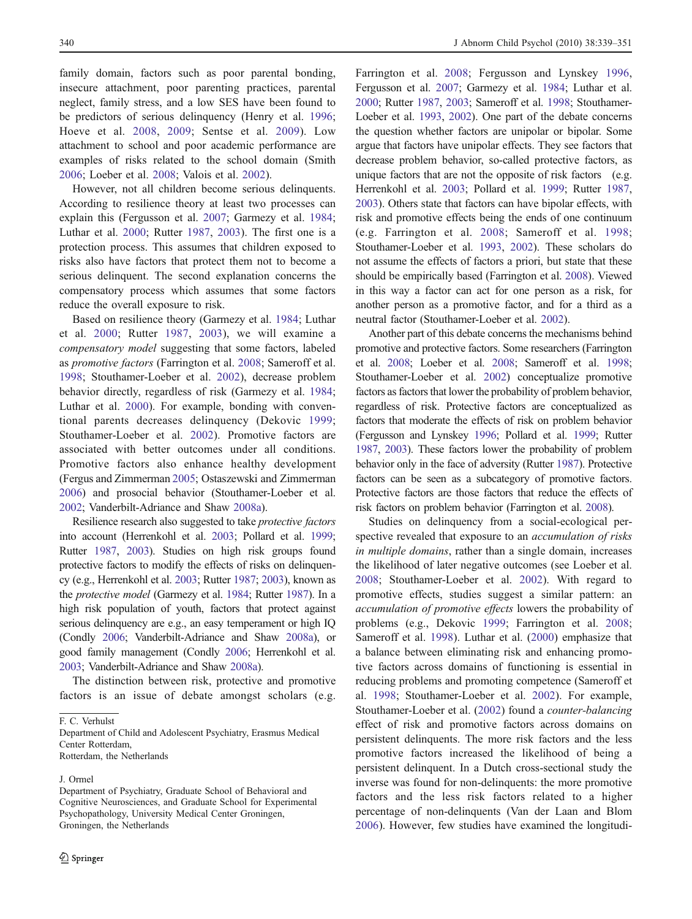family domain, factors such as poor parental bonding, insecure attachment, poor parenting practices, parental neglect, family stress, and a low SES have been found to be predictors of serious delinquency (Henry et al. 1996; Hoeve et al. 2008, 2009; Sentse et al. 2009). Low attachment to school and poor academic performance are examples of risks related to the school domain (Smith 2006; Loeber et al. 2008; Valois et al. 2002).

However, not all children become serious delinquents. According to resilience theory at least two processes can explain this (Fergusson et al. 2007; Garmezy et al. 1984; Luthar et al. 2000; Rutter 1987, 2003). The first one is a protection process. This assumes that children exposed to risks also have factors that protect them not to become a serious delinquent. The second explanation concerns the compensatory process which assumes that some factors reduce the overall exposure to risk.

Based on resilience theory (Garmezy et al. 1984; Luthar et al. 2000; Rutter 1987, 2003), we will examine a *compensatory model* suggesting that some factors, labeled as *promotive factors* (Farrington et al. 2008; Sameroff et al. 1998; Stouthamer-Loeber et al. 2002), decrease problem behavior directly, regardless of risk (Garmezy et al. 1984; Luthar et al. 2000). For example, bonding with conventional parents decreases delinquency (Dekovic 1999; Stouthamer-Loeber et al. 2002). Promotive factors are associated with better outcomes under all conditions. Promotive factors also enhance healthy development (Fergus and Zimmerman 2005; Ostaszewski and Zimmerman 2006) and prosocial behavior (Stouthamer-Loeber et al. 2002; Vanderbilt-Adriance and Shaw 2008a).

Resilience research also suggested to take *protective factors* into account (Herrenkohl et al. 2003; Pollard et al. 1999; Rutter 1987, 2003). Studies on high risk groups found protective factors to modify the effects of risks on delinquency (e.g., Herrenkohl et al. 2003; Rutter 1987; 2003), known as the *protective model* (Garmezy et al. 1984; Rutter 1987). In a high risk population of youth, factors that protect against serious delinquency are e.g., an easy temperament or high IQ (Condly 2006; Vanderbilt-Adriance and Shaw 2008a), or good family management (Condly 2006; Herrenkohl et al. 2003; Vanderbilt-Adriance and Shaw 2008a).

The distinction between risk, protective and promotive factors is an issue of debate amongst scholars (e.g. Farrington et al. 2008; Fergusson and Lynskey 1996, Fergusson et al. 2007; Garmezy et al. 1984; Luthar et al. 2000; Rutter 1987, 2003; Sameroff et al. 1998; Stouthamer-Loeber et al. 1993, 2002). One part of the debate concerns the question whether factors are unipolar or bipolar. Some argue that factors have unipolar effects. They see factors that decrease problem behavior, so-called protective factors, as unique factors that are not the opposite of risk factors (e.g. Herrenkohl et al. 2003; Pollard et al. 1999; Rutter 1987, 2003). Others state that factors can have bipolar effects, with risk and promotive effects being the ends of one continuum (e.g. Farrington et al. 2008; Sameroff et al. 1998; Stouthamer-Loeber et al. 1993, 2002). These scholars do not assume the effects of factors a priori, but state that these should be empirically based (Farrington et al. 2008). Viewed in this way a factor can act for one person as a risk, for another person as a promotive factor, and for a third as a neutral factor (Stouthamer-Loeber et al. 2002).

Another part of this debate concerns the mechanisms behind promotive and protective factors. Some researchers (Farrington et al. 2008; Loeber et al. 2008; Sameroff et al. 1998; Stouthamer-Loeber et al. 2002) conceptualize promotive factors as factors that lower the probability of problem behavior, regardless of risk. Protective factors are conceptualized as factors that moderate the effects of risk on problem behavior (Fergusson and Lynskey 1996; Pollard et al. 1999; Rutter 1987, 2003). These factors lower the probability of problem behavior only in the face of adversity (Rutter 1987). Protective factors can be seen as a subcategory of promotive factors. Protective factors are those factors that reduce the effects of risk factors on problem behavior (Farrington et al. 2008).

Studies on delinquency from a social-ecological perspective revealed that exposure to an *accumulation of risks in multiple domains*, rather than a single domain, increases the likelihood of later negative outcomes (see Loeber et al. 2008; Stouthamer-Loeber et al. 2002). With regard to promotive effects, studies suggest a similar pattern: an *accumulation of promotive effects* lowers the probability of problems (e.g., Dekovic 1999; Farrington et al. 2008; Sameroff et al. 1998). Luthar et al. (2000) emphasize that a balance between eliminating risk and enhancing promotive factors across domains of functioning is essential in reducing problems and promoting competence (Sameroff et al. 1998; Stouthamer-Loeber et al. 2002). For example, Stouthamer-Loeber et al. (2002) found a *counter-balancing* effect of risk and promotive factors across domains on persistent delinquents. The more risk factors and the less promotive factors increased the likelihood of being a persistent delinquent. In a Dutch cross-sectional study the inverse was found for non-delinquents: the more promotive factors and the less risk factors related to a higher percentage of non-delinquents (Van der Laan and Blom 2006). However, few studies have examined the longitudi-

F. C. Verhulst
Department of Child and Adolescent Psychiatry, Erasmus Medical Center Rotterdam,
Rotterdam, the Netherlands

J. Ormel
Department of Psychiatry, Graduate School of Behavioral and Cognitive Neurosciences, and Graduate School for Experimental Psychopathology, University Medical Center Groningen,
Groningen, the Netherlands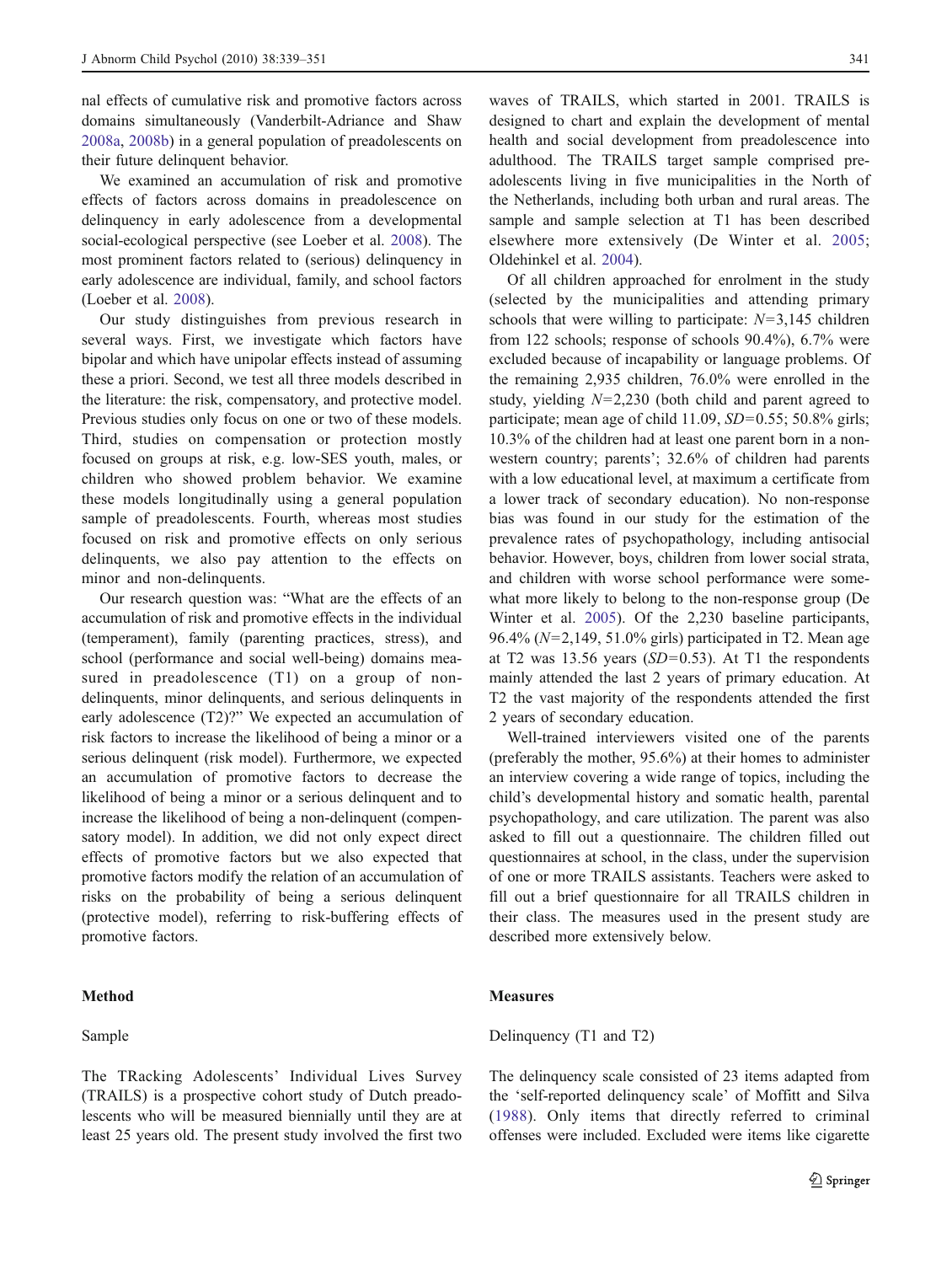nal effects of cumulative risk and promotive factors across domains simultaneously (Vanderbilt-Adriance and Shaw 2008a, 2008b) in a general population of preadolescents on their future delinquent behavior.

We examined an accumulation of risk and promotive effects of factors across domains in preadolescence on delinquency in early adolescence from a developmental social-ecological perspective (see Loeber et al. 2008). The most prominent factors related to (serious) delinquency in early adolescence are individual, family, and school factors (Loeber et al. 2008).

Our study distinguishes from previous research in several ways. First, we investigate which factors have bipolar and which have unipolar effects instead of assuming these a priori. Second, we test all three models described in the literature: the risk, compensatory, and protective model. Previous studies only focus on one or two of these models. Third, studies on compensation or protection mostly focused on groups at risk, e.g. low-SES youth, males, or children who showed problem behavior. We examine these models longitudinally using a general population sample of preadolescents. Fourth, whereas most studies focused on risk and promotive effects on only serious delinquents, we also pay attention to the effects on minor and non-delinquents.

Our research question was: "What are the effects of an accumulation of risk and promotive effects in the individual (temperament), family (parenting practices, stress), and school (performance and social well-being) domains measured in preadolescence (T1) on a group of non-delinquents, minor delinquents, and serious delinquents in early adolescence (T2)?" We expected an accumulation of risk factors to increase the likelihood of being a minor or a serious delinquent (risk model). Furthermore, we expected an accumulation of promotive factors to decrease the likelihood of being a minor or a serious delinquent and to increase the likelihood of being a non-delinquent (compensatory model). In addition, we did not only expect direct effects of promotive factors but we also expected that promotive factors modify the relation of an accumulation of risks on the probability of being a serious delinquent (protective model), referring to risk-buffering effects of promotive factors.

## Method

### Sample

The TRacking Adolescents' Individual Lives Survey (TRAILS) is a prospective cohort study of Dutch preadolescents who will be measured biennially until they are at least 25 years old. The present study involved the first two waves of TRAILS, which started in 2001. TRAILS is designed to chart and explain the development of mental health and social development from preadolescence into adulthood. The TRAILS target sample comprised preadolescents living in five municipalities in the North of the Netherlands, including both urban and rural areas. The sample and sample selection at T1 has been described elsewhere more extensively (De Winter et al. 2005; Oldehinkel et al. 2004).

Of all children approached for enrolment in the study (selected by the municipalities and attending primary schools that were willing to participate: $N=3,145$ children from 122 schools; response of schools 90.4%), 6.7% were excluded because of incapability or language problems. Of the remaining 2,935 children, 76.0% were enrolled in the study, yielding $N=2,230$ (both child and parent agreed to participate; mean age of child 11.09, $SD=0.55$; 50.8% girls; 10.3% of the children had at least one parent born in a non-western country; parents'; 32.6% of children had parents with a low educational level, at maximum a certificate from a lower track of secondary education). No non-response bias was found in our study for the estimation of the prevalence rates of psychopathology, including antisocial behavior. However, boys, children from lower social strata, and children with worse school performance were somewhat more likely to belong to the non-response group (De Winter et al. 2005). Of the 2,230 baseline participants, 96.4% ($N=2,149$, 51.0% girls) participated in T2. Mean age at T2 was 13.56 years ($SD=0.53$). At T1 the respondents mainly attended the last 2 years of primary education. At T2 the vast majority of the respondents attended the first 2 years of secondary education.

Well-trained interviewers visited one of the parents (preferably the mother, 95.6%) at their homes to administer an interview covering a wide range of topics, including the child's developmental history and somatic health, parental psychopathology, and care utilization. The parent was also asked to fill out a questionnaire. The children filled out questionnaires at school, in the class, under the supervision of one or more TRAILS assistants. Teachers were asked to fill out a brief questionnaire for all TRAILS children in their class. The measures used in the present study are described more extensively below.

## Measures

### Delinquency (T1 and T2)

The delinquency scale consisted of 23 items adapted from the 'self-reported delinquency scale' of Moffitt and Silva (1988). Only items that directly referred to criminal offenses were included. Excluded were items like cigarette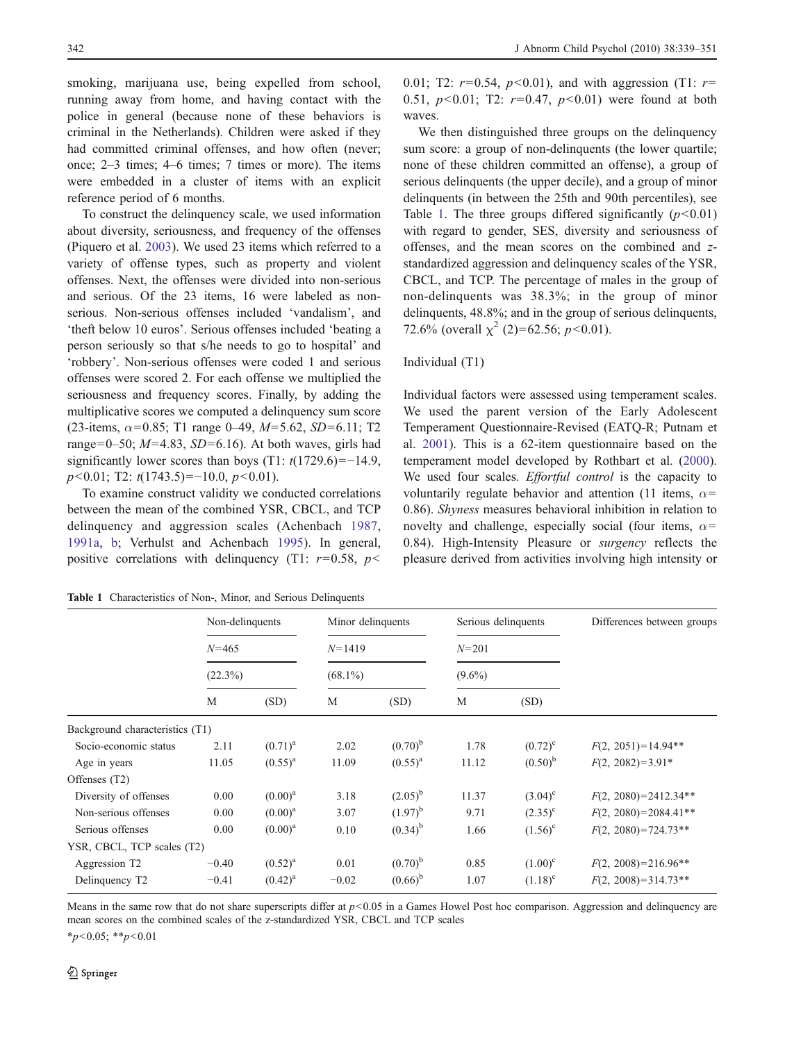smoking, marijuana use, being expelled from school, running away from home, and having contact with the police in general (because none of these behaviors is criminal in the Netherlands). Children were asked if they had committed criminal offenses, and how often (never; once; 2–3 times; 4–6 times; 7 times or more). The items were embedded in a cluster of items with an explicit reference period of 6 months.

To construct the delinquency scale, we used information about diversity, seriousness, and frequency of the offenses (Piquero et al. 2003). We used 23 items which referred to a variety of offense types, such as property and violent offenses. Next, the offenses were divided into non-serious and serious. Of the 23 items, 16 were labeled as non-serious. Non-serious offenses included 'vandalism', and 'theft below 10 euros'. Serious offenses included 'beating a person seriously so that s/he needs to go to hospital' and 'robbery'. Non-serious offenses were coded 1 and serious offenses were scored 2. For each offense we multiplied the seriousness and frequency scores. Finally, by adding the multiplicative scores we computed a delinquency sum score (23-items, $\alpha=0.85$; T1 range 0–49, $M=5.62$, $SD=6.11$; T2 range=0–50; $M=4.83$, $SD=6.16$). At both waves, girls had significantly lower scores than boys (T1: $t(1729.6)=-14.9$, $p<0.01$; T2: $t(1743.5)=-10.0$, $p<0.01$).

To examine construct validity we conducted correlations between the mean of the combined YSR, CBCL, and TCP delinquency and aggression scales (Achenbach 1987, 1991a, b; Verhulst and Achenbach 1995). In general, positive correlations with delinquency (T1: $r=0.58$, $p<0.01$; T2: $r=0.54$, $p<0.01$), and with aggression (T1: $r=0.51$, $p<0.01$; T2: $r=0.47$, $p<0.01$) were found at both waves.

We then distinguished three groups on the delinquency sum score: a group of non-delinquents (the lower quartile; none of these children committed an offense), a group of serious delinquents (the upper decile), and a group of minor delinquents (in between the 25th and 90th percentiles), see Table 1. The three groups differed significantly ($p<0.01$) with regard to gender, SES, diversity and seriousness of offenses, and the mean scores on the combined and z-standardized aggression and delinquency scales of the YSR, CBCL, and TCP. The percentage of males in the group of non-delinquents was 38.3%; in the group of minor delinquents, 48.8%; and in the group of serious delinquents, 72.6% (overall $\chi^2$ (2)=62.56; $p<0.01$).

## Individual (T1)

Individual factors were assessed using temperament scales. We used the parent version of the Early Adolescent Temperament Questionnaire-Revised (EATQ-R; Putnam et al. 2001). This is a 62-item questionnaire based on the temperament model developed by Rothbart et al. (2000). We used four scales. *Effortful control* is the capacity to voluntarily regulate behavior and attention (11 items, $\alpha=0.86$). *Shyness* measures behavioral inhibition in relation to novelty and challenge, especially social (four items, $\alpha=0.84$). High-Intensity Pleasure or *surgency* reflects the pleasure derived from activities involving high intensity or

**Table 1** Characteristics of Non-, Minor, and Serious Delinquents

| | Non-delinquents | | Minor delinquents | | Serious delinquents | | Differences between groups |
|---|---|---|---|---|---|---|---|
| | $N$=465 | | $N$=1419 | | $N$=201 | | |
| | (22.3%) | | (68.1%) | | (9.6%) | | |
| | M | (SD) | M | (SD) | M | (SD) | |
| Background characteristics (T1) | | | | | | | |
| Socio-economic status | 2.11 | $(0.71)^a$ | 2.02 | $(0.70)^b$ | 1.78 | $(0.72)^c$ | $F(2, 2051)=14.94$** |
| Age in years | 11.05 | $(0.55)^a$ | 11.09 | $(0.55)^a$ | 11.12 | $(0.50)^b$ | $F(2, 2082)=3.91$* |
| Offenses (T2) | | | | | | | |
| Diversity of offenses | 0.00 | $(0.00)^a$ | 3.18 | $(2.05)^b$ | 11.37 | $(3.04)^c$ | $F(2, 2080)=2412.34$** |
| Non-serious offenses | 0.00 | $(0.00)^a$ | 3.07 | $(1.97)^b$ | 9.71 | $(2.35)^c$ | $F(2, 2080)=2084.41$** |
| Serious offenses | 0.00 | $(0.00)^a$ | 0.10 | $(0.34)^b$ | 1.66 | $(1.56)^c$ | $F(2, 2080)=724.73$** |
| YSR, CBCL, TCP scales (T2) | | | | | | | |
| Aggression T2 | −0.40 | $(0.52)^a$ | 0.01 | $(0.70)^b$ | 0.85 | $(1.00)^c$ | $F(2, 2008)=216.96$** |
| Delinquency T2 | −0.41 | $(0.42)^a$ | −0.02 | $(0.66)^b$ | 1.07 | $(1.18)^c$ | $F(2, 2008)=314.73$** |

Means in the same row that do not share superscripts differ at $p<0.05$ in a Games Howel Post hoc comparison. Aggression and delinquency are mean scores on the combined scales of the z-standardized YSR, CBCL and TCP scales

\*$p<0.05$; \*\*$p<0.01$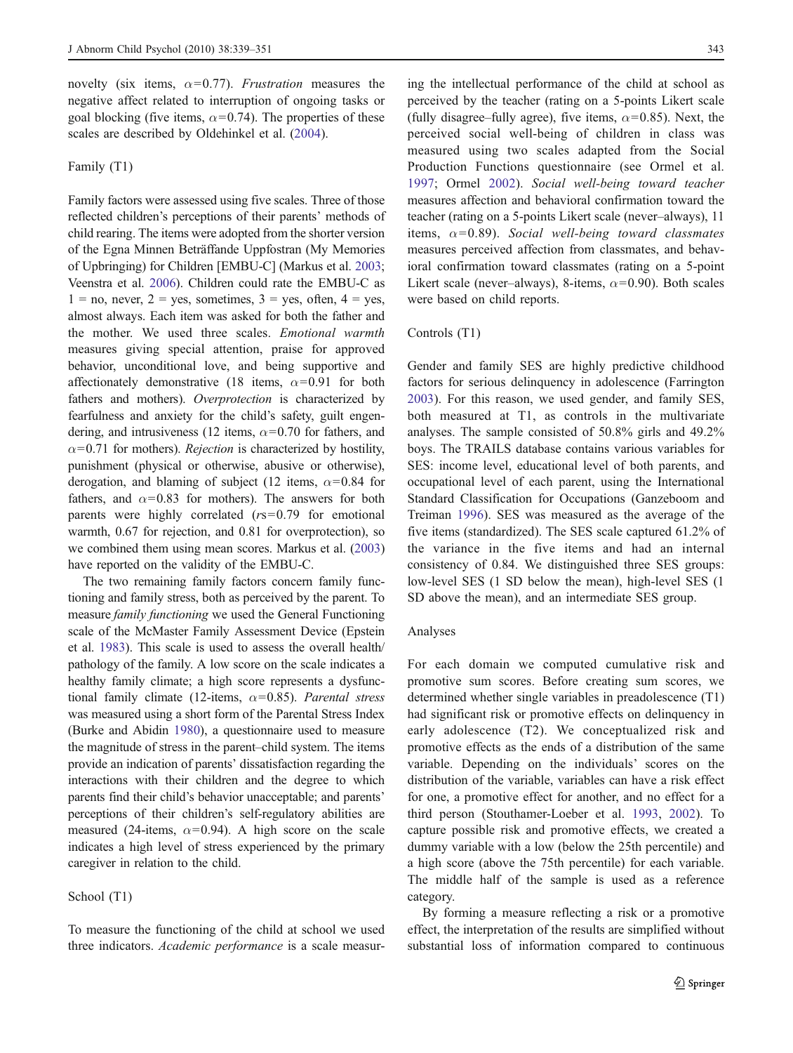novelty (six items, $\alpha$=0.77). *Frustration* measures the negative affect related to interruption of ongoing tasks or goal blocking (five items, $\alpha$=0.74). The properties of these scales are described by Oldehinkel et al. (2004).

### Family (T1)

Family factors were assessed using five scales. Three of those reflected children's perceptions of their parents' methods of child rearing. The items were adopted from the shorter version of the Egna Minnen Beträffande Uppfostran (My Memories of Upbringing) for Children [EMBU-C] (Markus et al. 2003; Veenstra et al. 2006). Children could rate the EMBU-C as 1 = no, never, 2 = yes, sometimes, 3 = yes, often, 4 = yes, almost always. Each item was asked for both the father and the mother. We used three scales. *Emotional warmth* measures giving special attention, praise for approved behavior, unconditional love, and being supportive and affectionately demonstrative (18 items, $\alpha$=0.91 for both fathers and mothers). *Overprotection* is characterized by fearfulness and anxiety for the child's safety, guilt engendering, and intrusiveness (12 items, $\alpha$=0.70 for fathers, and $\alpha$=0.71 for mothers). *Rejection* is characterized by hostility, punishment (physical or otherwise, abusive or otherwise), derogation, and blaming of subject (12 items, $\alpha$=0.84 for fathers, and $\alpha$=0.83 for mothers). The answers for both parents were highly correlated ($r$s=0.79 for emotional warmth, 0.67 for rejection, and 0.81 for overprotection), so we combined them using mean scores. Markus et al. (2003) have reported on the validity of the EMBU-C.

The two remaining family factors concern family functioning and family stress, both as perceived by the parent. To measure *family functioning* we used the General Functioning scale of the McMaster Family Assessment Device (Epstein et al. 1983). This scale is used to assess the overall health/pathology of the family. A low score on the scale indicates a healthy family climate; a high score represents a dysfunctional family climate (12-items, $\alpha$=0.85). *Parental stress* was measured using a short form of the Parental Stress Index (Burke and Abidin 1980), a questionnaire used to measure the magnitude of stress in the parent–child system. The items provide an indication of parents' dissatisfaction regarding the interactions with their children and the degree to which parents find their child's behavior unacceptable; and parents' perceptions of their children's self-regulatory abilities are measured (24-items, $\alpha$=0.94). A high score on the scale indicates a high level of stress experienced by the primary caregiver in relation to the child.

### School (T1)

To measure the functioning of the child at school we used three indicators. *Academic performance* is a scale measuring the intellectual performance of the child at school as perceived by the teacher (rating on a 5-points Likert scale (fully disagree–fully agree), five items, $\alpha$=0.85). Next, the perceived social well-being of children in class was measured using two scales adapted from the Social Production Functions questionnaire (see Ormel et al. 1997; Ormel 2002). *Social well-being toward teacher* measures affection and behavioral confirmation toward the teacher (rating on a 5-points Likert scale (never–always), 11 items, $\alpha$=0.89). *Social well-being toward classmates* measures perceived affection from classmates, and behavioral confirmation toward classmates (rating on a 5-point Likert scale (never–always), 8-items, $\alpha$=0.90). Both scales were based on child reports.

### Controls (T1)

Gender and family SES are highly predictive childhood factors for serious delinquency in adolescence (Farrington 2003). For this reason, we used gender, and family SES, both measured at T1, as controls in the multivariate analyses. The sample consisted of 50.8% girls and 49.2% boys. The TRAILS database contains various variables for SES: income level, educational level of both parents, and occupational level of each parent, using the International Standard Classification for Occupations (Ganzeboom and Treiman 1996). SES was measured as the average of the five items (standardized). The SES scale captured 61.2% of the variance in the five items and had an internal consistency of 0.84. We distinguished three SES groups: low-level SES (1 SD below the mean), high-level SES (1 SD above the mean), and an intermediate SES group.

### Analyses

For each domain we computed cumulative risk and promotive sum scores. Before creating sum scores, we determined whether single variables in preadolescence (T1) had significant risk or promotive effects on delinquency in early adolescence (T2). We conceptualized risk and promotive effects as the ends of a distribution of the same variable. Depending on the individuals' scores on the distribution of the variable, variables can have a risk effect for one, a promotive effect for another, and no effect for a third person (Stouthamer-Loeber et al. 1993, 2002). To capture possible risk and promotive effects, we created a dummy variable with a low (below the 25th percentile) and a high score (above the 75th percentile) for each variable. The middle half of the sample is used as a reference category.

By forming a measure reflecting a risk or a promotive effect, the interpretation of the results are simplified without substantial loss of information compared to continuous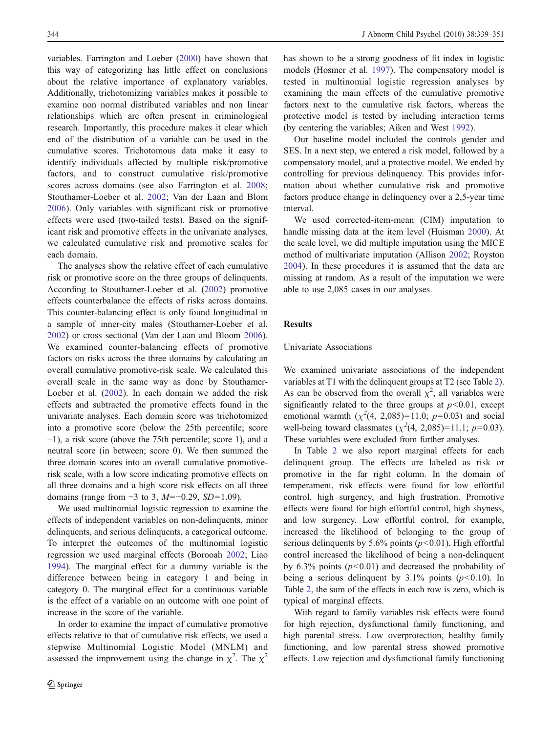variables. Farrington and Loeber (2000) have shown that this way of categorizing has little effect on conclusions about the relative importance of explanatory variables. Additionally, trichotomizing variables makes it possible to examine non normal distributed variables and non linear relationships which are often present in criminological research. Importantly, this procedure makes it clear which end of the distribution of a variable can be used in the cumulative scores. Trichotomous data make it easy to identify individuals affected by multiple risk/promotive factors, and to construct cumulative risk/promotive scores across domains (see also Farrington et al. 2008; Stouthamer-Loeber et al. 2002; Van der Laan and Blom 2006). Only variables with significant risk or promotive effects were used (two-tailed tests). Based on the significant risk and promotive effects in the univariate analyses, we calculated cumulative risk and promotive scales for each domain.

The analyses show the relative effect of each cumulative risk or promotive score on the three groups of delinquents. According to Stouthamer-Loeber et al. (2002) promotive effects counterbalance the effects of risks across domains. This counter-balancing effect is only found longitudinal in a sample of inner-city males (Stouthamer-Loeber et al. 2002) or cross sectional (Van der Laan and Bloom 2006). We examined counter-balancing effects of promotive factors on risks across the three domains by calculating an overall cumulative promotive-risk scale. We calculated this overall scale in the same way as done by Stouthamer-Loeber et al. (2002). In each domain we added the risk effects and subtracted the promotive effects found in the univariate analyses. Each domain score was trichotomized into a promotive score (below the 25th percentile; score −1), a risk score (above the 75th percentile; score 1), and a neutral score (in between; score 0). We then summed the three domain scores into an overall cumulative promotive-risk scale, with a low score indicating promotive effects on all three domains and a high score risk effects on all three domains (range from −3 to 3, $M=-0.29$, $SD=1.09$).

We used multinomial logistic regression to examine the effects of independent variables on non-delinquents, minor delinquents, and serious delinquents, a categorical outcome. To interpret the outcomes of the multinomial logistic regression we used marginal effects (Borooah 2002; Liao 1994). The marginal effect for a dummy variable is the difference between being in category 1 and being in category 0. The marginal effect for a continuous variable is the effect of a variable on an outcome with one point of increase in the score of the variable.

In order to examine the impact of cumulative promotive effects relative to that of cumulative risk effects, we used a stepwise Multinomial Logistic Model (MNLM) and assessed the improvement using the change in $\chi^2$. The $\chi^2$ has shown to be a strong goodness of fit index in logistic models (Hosmer et al. 1997). The compensatory model is tested in multinomial logistic regression analyses by examining the main effects of the cumulative promotive factors next to the cumulative risk factors, whereas the protective model is tested by including interaction terms (by centering the variables; Aiken and West 1992).

Our baseline model included the controls gender and SES. In a next step, we entered a risk model, followed by a compensatory model, and a protective model. We ended by controlling for previous delinquency. This provides information about whether cumulative risk and promotive factors produce change in delinquency over a 2,5-year time interval.

We used corrected-item-mean (CIM) imputation to handle missing data at the item level (Huisman 2000). At the scale level, we did multiple imputation using the MICE method of multivariate imputation (Allison 2002; Royston 2004). In these procedures it is assumed that the data are missing at random. As a result of the imputation we were able to use 2,085 cases in our analyses.

## Results

### Univariate Associations

We examined univariate associations of the independent variables at T1 with the delinquent groups at T2 (see Table 2). As can be observed from the overall $\chi^2$, all variables were significantly related to the three groups at $p<0.01$, except emotional warmth ($\chi^2(4, 2{,}085)=11.0$; $p=0.03$) and social well-being toward classmates ($\chi^2(4, 2{,}085)=11.1$; $p=0.03$). These variables were excluded from further analyses.

In Table 2 we also report marginal effects for each delinquent group. The effects are labeled as risk or promotive in the far right column. In the domain of temperament, risk effects were found for low effortful control, high surgency, and high frustration. Promotive effects were found for high effortful control, high shyness, and low surgency. Low effortful control, for example, increased the likelihood of belonging to the group of serious delinquents by 5.6% points ($p<0.01$). High effortful control increased the likelihood of being a non-delinquent by 6.3% points ($p<0.01$) and decreased the probability of being a serious delinquent by 3.1% points ($p<0.10$). In Table 2, the sum of the effects in each row is zero, which is typical of marginal effects.

With regard to family variables risk effects were found for high rejection, dysfunctional family functioning, and high parental stress. Low overprotection, healthy family functioning, and low parental stress showed promotive effects. Low rejection and dysfunctional family functioning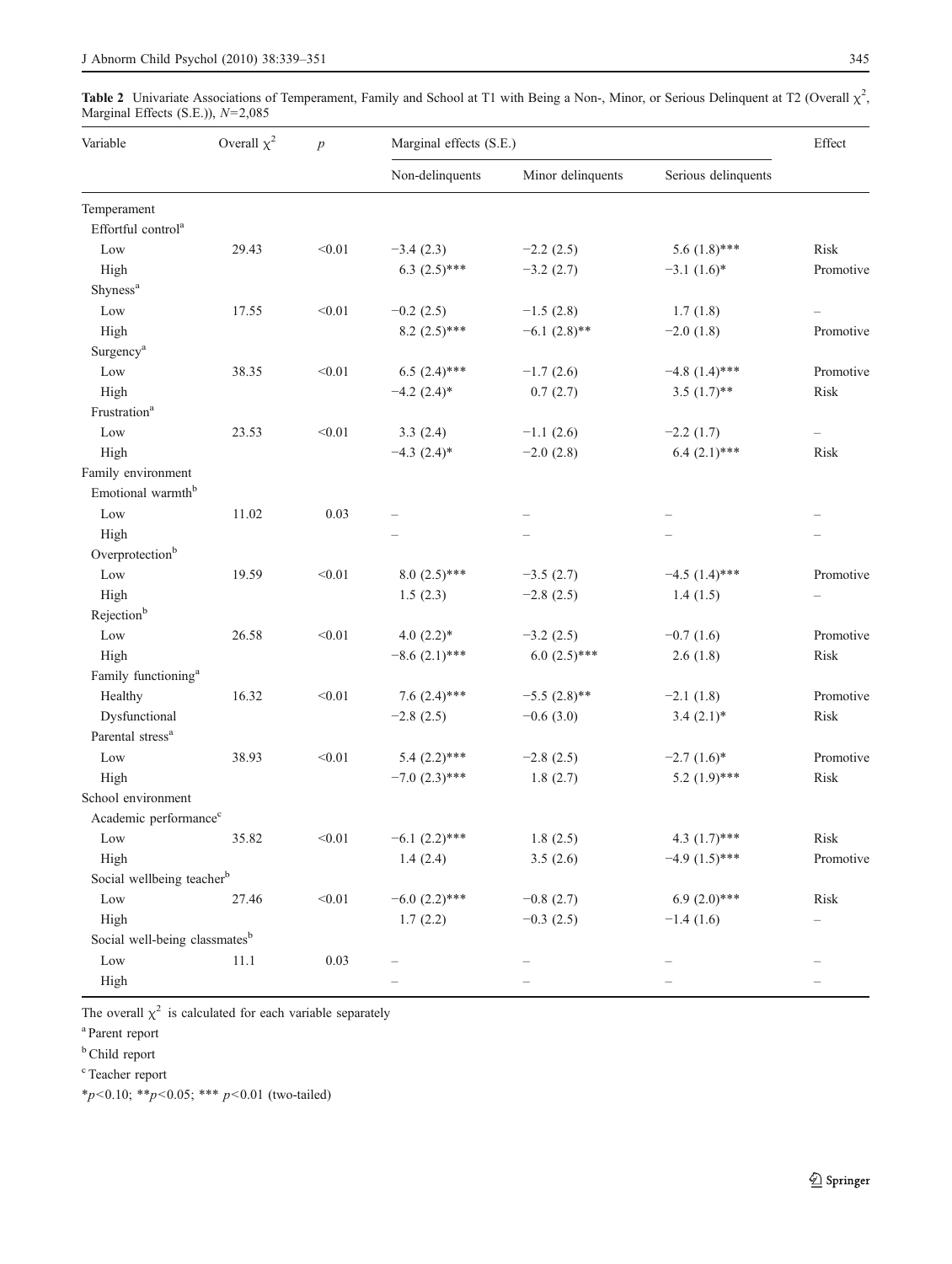**Table 2** Univariate Associations of Temperament, Family and School at T1 with Being a Non-, Minor, or Serious Delinquent at T2 (Overall $\chi^2$, Marginal Effects (S.E.)), $N$=2,085

| Variable | Overall $\chi^2$ | $p$ | Marginal effects (S.E.) | | | Effect |
|---|---|---|---|---|---|---|
| | | | Non-delinquents | Minor delinquents | Serious delinquents | |
| Temperament | | | | | | |
| Effortful control[a] | | | | | | |
| Low | 29.43 | <0.01 | −3.4 (2.3) | −2.2 (2.5) | 5.6 (1.8)*** | Risk |
| High | | | 6.3 (2.5)*** | −3.2 (2.7) | −3.1 (1.6)* | Promotive |
| Shyness[a] | | | | | | |
| Low | 17.55 | <0.01 | −0.2 (2.5) | −1.5 (2.8) | 1.7 (1.8) | – |
| High | | | 8.2 (2.5)*** | −6.1 (2.8)** | −2.0 (1.8) | Promotive |
| Surgency[a] | | | | | | |
| Low | 38.35 | <0.01 | 6.5 (2.4)*** | −1.7 (2.6) | −4.8 (1.4)*** | Promotive |
| High | | | −4.2 (2.4)* | 0.7 (2.7) | 3.5 (1.7)** | Risk |
| Frustration[a] | | | | | | |
| Low | 23.53 | <0.01 | 3.3 (2.4) | −1.1 (2.6) | −2.2 (1.7) | – |
| High | | | −4.3 (2.4)* | −2.0 (2.8) | 6.4 (2.1)*** | Risk |
| Family environment | | | | | | |
| Emotional warmth[b] | | | | | | |
| Low | 11.02 | 0.03 | – | – | – | – |
| High | | | – | – | – | – |
| Overprotection[b] | | | | | | |
| Low | 19.59 | <0.01 | 8.0 (2.5)*** | −3.5 (2.7) | −4.5 (1.4)*** | Promotive |
| High | | | 1.5 (2.3) | −2.8 (2.5) | 1.4 (1.5) | – |
| Rejection[b] | | | | | | |
| Low | 26.58 | <0.01 | 4.0 (2.2)* | −3.2 (2.5) | −0.7 (1.6) | Promotive |
| High | | | −8.6 (2.1)*** | 6.0 (2.5)*** | 2.6 (1.8) | Risk |
| Family functioning[a] | | | | | | |
| Healthy | 16.32 | <0.01 | 7.6 (2.4)*** | −5.5 (2.8)** | −2.1 (1.8) | Promotive |
| Dysfunctional | | | −2.8 (2.5) | −0.6 (3.0) | 3.4 (2.1)* | Risk |
| Parental stress[a] | | | | | | |
| Low | 38.93 | <0.01 | 5.4 (2.2)*** | −2.8 (2.5) | −2.7 (1.6)* | Promotive |
| High | | | −7.0 (2.3)*** | 1.8 (2.7) | 5.2 (1.9)*** | Risk |
| School environment | | | | | | |
| Academic performance[c] | | | | | | |
| Low | 35.82 | <0.01 | −6.1 (2.2)*** | 1.8 (2.5) | 4.3 (1.7)*** | Risk |
| High | | | 1.4 (2.4) | 3.5 (2.6) | −4.9 (1.5)*** | Promotive |
| Social wellbeing teacher[b] | | | | | | |
| Low | 27.46 | <0.01 | −6.0 (2.2)*** | −0.8 (2.7) | 6.9 (2.0)*** | Risk |
| High | | | 1.7 (2.2) | −0.3 (2.5) | −1.4 (1.6) | – |
| Social well-being classmates[b] | | | | | | |
| Low | 11.1 | 0.03 | – | – | – | – |
| High | | | – | – | – | – |

The overall $\chi^2$ is calculated for each variable separately

[a] Parent report

[b] Child report

[c] Teacher report

*$p$<0.10; **$p$<0.05; *** $p$<0.01 (two-tailed)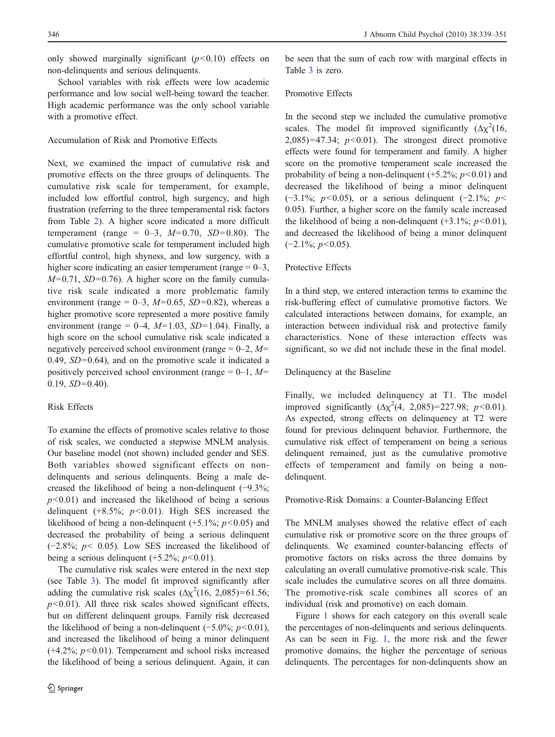only showed marginally significant ($p<0.10$) effects on non-delinquents and serious delinquents.

School variables with risk effects were low academic performance and low social well-being toward the teacher. High academic performance was the only school variable with a promotive effect.

### Accumulation of Risk and Promotive Effects

Next, we examined the impact of cumulative risk and promotive effects on the three groups of delinquents. The cumulative risk scale for temperament, for example, included low effortful control, high surgency, and high frustration (referring to the three temperamental risk factors from Table 2). A higher score indicated a more difficult temperament (range = 0–3, $M=0.70$, $SD=0.80$). The cumulative promotive scale for temperament included high effortful control, high shyness, and low surgency, with a higher score indicating an easier temperament (range = 0–3, $M=0.71$, $SD=0.76$). A higher score on the family cumulative risk scale indicated a more problematic family environment (range = 0–3, $M=0.65$, $SD=0.82$), whereas a higher promotive score represented a more positive family environment (range = 0–4, $M=1.03$, $SD=1.04$). Finally, a high score on the school cumulative risk scale indicated a negatively perceived school environment (range = 0–2, $M=0.49$, $SD=0.64$), and on the promotive scale it indicated a positively perceived school environment (range = 0–1, $M=0.19$, $SD=0.40$).

### Risk Effects

To examine the effects of promotive scales relative to those of risk scales, we conducted a stepwise MNLM analysis. Our baseline model (not shown) included gender and SES. Both variables showed significant effects on non-delinquents and serious delinquents. Being a male decreased the likelihood of being a non-delinquent (−9.3%; $p<0.01$) and increased the likelihood of being a serious delinquent (+8.5%; $p<0.01$). High SES increased the likelihood of being a non-delinquent (+5.1%; $p<0.05$) and decreased the probability of being a serious delinquent (−2.8%; $p<0.05$). Low SES increased the likelihood of being a serious delinquent (+5.2%; $p<0.01$).

The cumulative risk scales were entered in the next step (see Table 3). The model fit improved significantly after adding the cumulative risk scales ($\Delta\chi^2(16, 2{,}085)=61.56$; $p<0.01$). All three risk scales showed significant effects, but on different delinquent groups. Family risk decreased the likelihood of being a non-delinquent (−5.0%; $p<0.01$), and increased the likelihood of being a minor delinquent (+4.2%; $p<0.01$). Temperament and school risks increased the likelihood of being a serious delinquent. Again, it can be seen that the sum of each row with marginal effects in Table 3 is zero.

### Promotive Effects

In the second step we included the cumulative promotive scales. The model fit improved significantly ($\Delta\chi^2(16, 2{,}085)=47.34$; $p<0.01$). The strongest direct promotive effects were found for temperament and family. A higher score on the promotive temperament scale increased the probability of being a non-delinquent (+5.2%; $p<0.01$) and decreased the likelihood of being a minor delinquent (−3.1%; $p<0.05$), or a serious delinquent (−2.1%; $p<0.05$). Further, a higher score on the family scale increased the likelihood of being a non-delinquent (+3.1%; $p<0.01$), and decreased the likelihood of being a minor delinquent (−2.1%; $p<0.05$).

### Protective Effects

In a third step, we entered interaction terms to examine the risk-buffering effect of cumulative promotive factors. We calculated interactions between domains, for example, an interaction between individual risk and protective family characteristics. None of these interaction effects was significant, so we did not include these in the final model.

### Delinquency at the Baseline

Finally, we included delinquency at T1. The model improved significantly ($\Delta\chi^2(4, 2{,}085)=227.98$; $p<0.01$). As expected, strong effects on delinquency at T2 were found for previous delinquent behavior. Furthermore, the cumulative risk effect of temperament on being a serious delinquent remained, just as the cumulative promotive effects of temperament and family on being a non-delinquent.

### Promotive-Risk Domains: a Counter-Balancing Effect

The MNLM analyses showed the relative effect of each cumulative risk or promotive score on the three groups of delinquents. We examined counter-balancing effects of promotive factors on risks across the three domains by calculating an overall cumulative promotive-risk scale. This scale includes the cumulative scores on all three domains. The promotive-risk scale combines all scores of an individual (risk and promotive) on each domain.

Figure 1 shows for each category on this overall scale the percentages of non-delinquents and serious delinquents. As can be seen in Fig. 1, the more risk and the fewer promotive domains, the higher the percentage of serious delinquents. The percentages for non-delinquents show an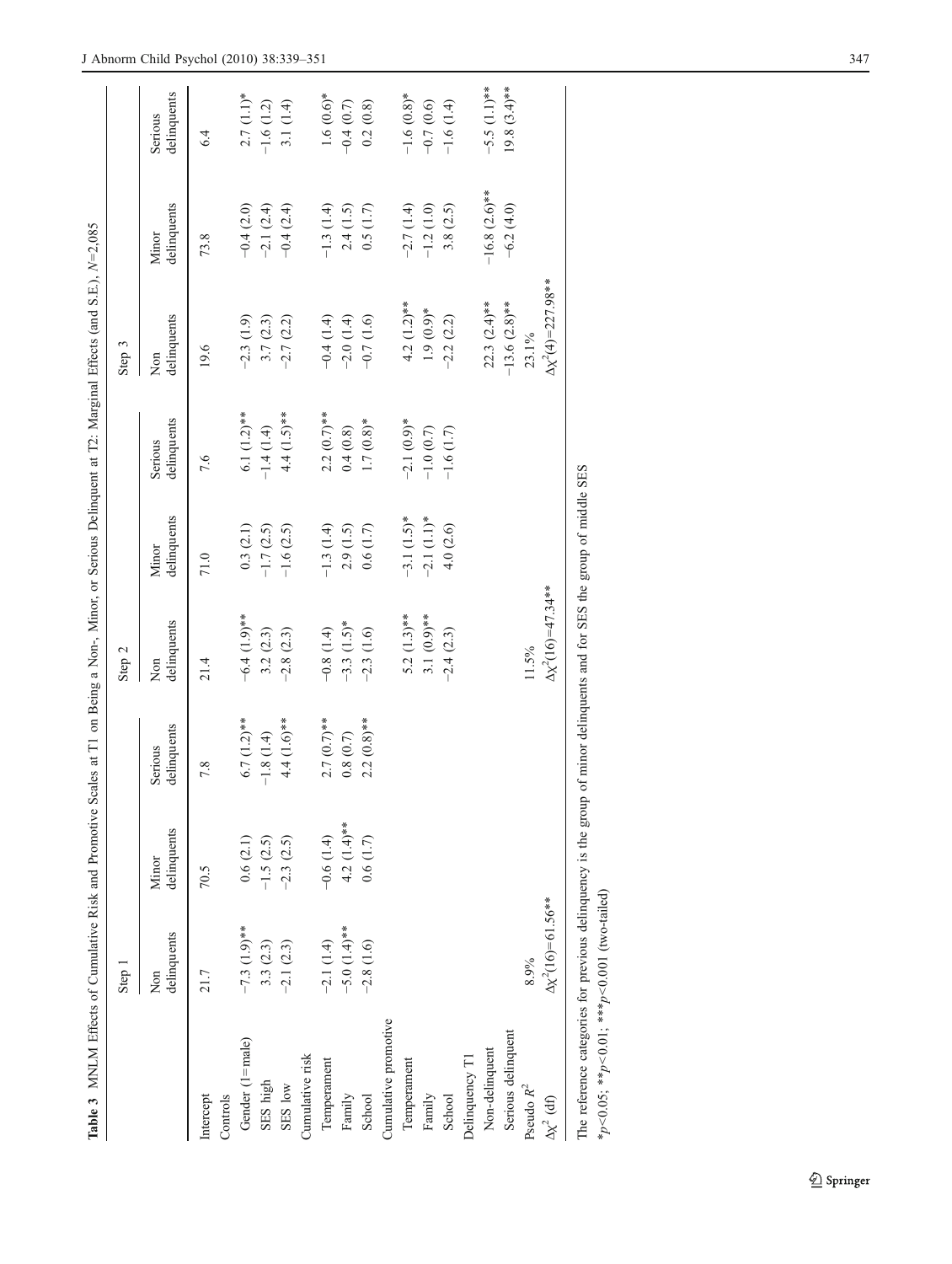**Table 3** MNLM Effects of Cumulative Risk and Promotive Scales at T1 on Being a Non-, Minor, or Serious Delinquent at T2: Marginal Effects (and S.E.), $N=2,085$

| | Step 1 | | | Step 2 | | | Step 3 | | |
|---|---|---|---|---|---|---|---|---|---|
| | Non delinquents | Minor delinquents | Serious delinquents | Non delinquents | Minor delinquents | Serious delinquents | Non delinquents | Minor delinquents | Serious delinquents |
| Intercept | 21.7 | 70.5 | 7.8 | 21.4 | 71.0 | 7.6 | 19.6 | 73.8 | 6.4 |
| Controls | | | | | | | | | |
| Gender (1=male) | −7.3 (1.9)** | 0.6 (2.1) | 6.7 (1.2)** | −6.4 (1.9)** | 0.3 (2.1) | 6.1 (1.2)** | −2.3 (1.9) | −0.4 (2.0) | 2.7 (1.1)* |
| SES high | 3.3 (2.3) | −1.5 (2.5) | −1.8 (1.4) | 3.2 (2.3) | −1.7 (2.5) | −1.4 (1.4) | 3.7 (2.3) | −2.1 (2.4) | −1.6 (1.2) |
| SES low | −2.1 (2.3) | −2.3 (2.5) | 4.4 (1.6)** | −2.8 (2.3) | −1.6 (2.5) | 4.4 (1.5)** | −2.7 (2.2) | −0.4 (2.4) | 3.1 (1.4) |
| Cumulative risk | | | | | | | | | |
| Temperament | −2.1 (1.4) | −0.6 (1.4) | 2.7 (0.7)** | −0.8 (1.4) | −1.3 (1.4) | 2.2 (0.7)** | −0.4 (1.4) | −1.3 (1.4) | 1.6 (0.6)* |
| Family | −5.0 (1.4)** | 4.2 (1.4)** | 0.8 (0.7) | −3.3 (1.5)* | 2.9 (1.5) | 0.4 (0.8) | −2.0 (1.4) | 2.4 (1.5) | −0.4 (0.7) |
| School | −2.8 (1.6) | 0.6 (1.7) | 2.2 (0.8)** | −2.3 (1.6) | 0.6 (1.7) | 1.7 (0.8)* | −0.7 (1.6) | 0.5 (1.7) | 0.2 (0.8) |
| Cumulative promotive | | | | | | | | | |
| Temperament | | | | 5.2 (1.3)** | −3.1 (1.5)* | −2.1 (0.9)* | 4.2 (1.2)** | −2.7 (1.4) | −1.6 (0.8)* |
| Family | | | | 3.1 (0.9)** | −2.1 (1.1)* | −1.0 (0.7) | 1.9 (0.9)* | −1.2 (1.0) | −0.7 (0.6) |
| School | | | | −2.4 (2.3) | 4.0 (2.6) | −1.6 (1.7) | −2.2 (2.2) | 3.8 (2.5) | −1.6 (1.4) |
| Delinquency T1 | | | | | | | | | |
| Non-delinquent | | | | | | | 22.3 (2.4)** | −16.8 (2.6)** | −5.5 (1.1)** |
| Serious delinquent | | | | | | | −13.6 (2.8)** | −6.2 (4.0) | 19.8 (3.4)** |
| Pseudo $R^2$ | 8.9% | | | 11.5% | | | 23.1% | | |
| $\Delta\chi^2$ (df) | $\Delta\chi^2(16)=61.56$** | | | $\Delta\chi^2(16)=47.34$** | | | $\Delta\chi^2(4)=227.98$** | | |

The reference categories for previous delinquency is the group of minor delinquents and for SES the group of middle SES

\*$p<0.05$; \*\*$p<0.01$; \*\*\*$p<0.001$ (two-tailed)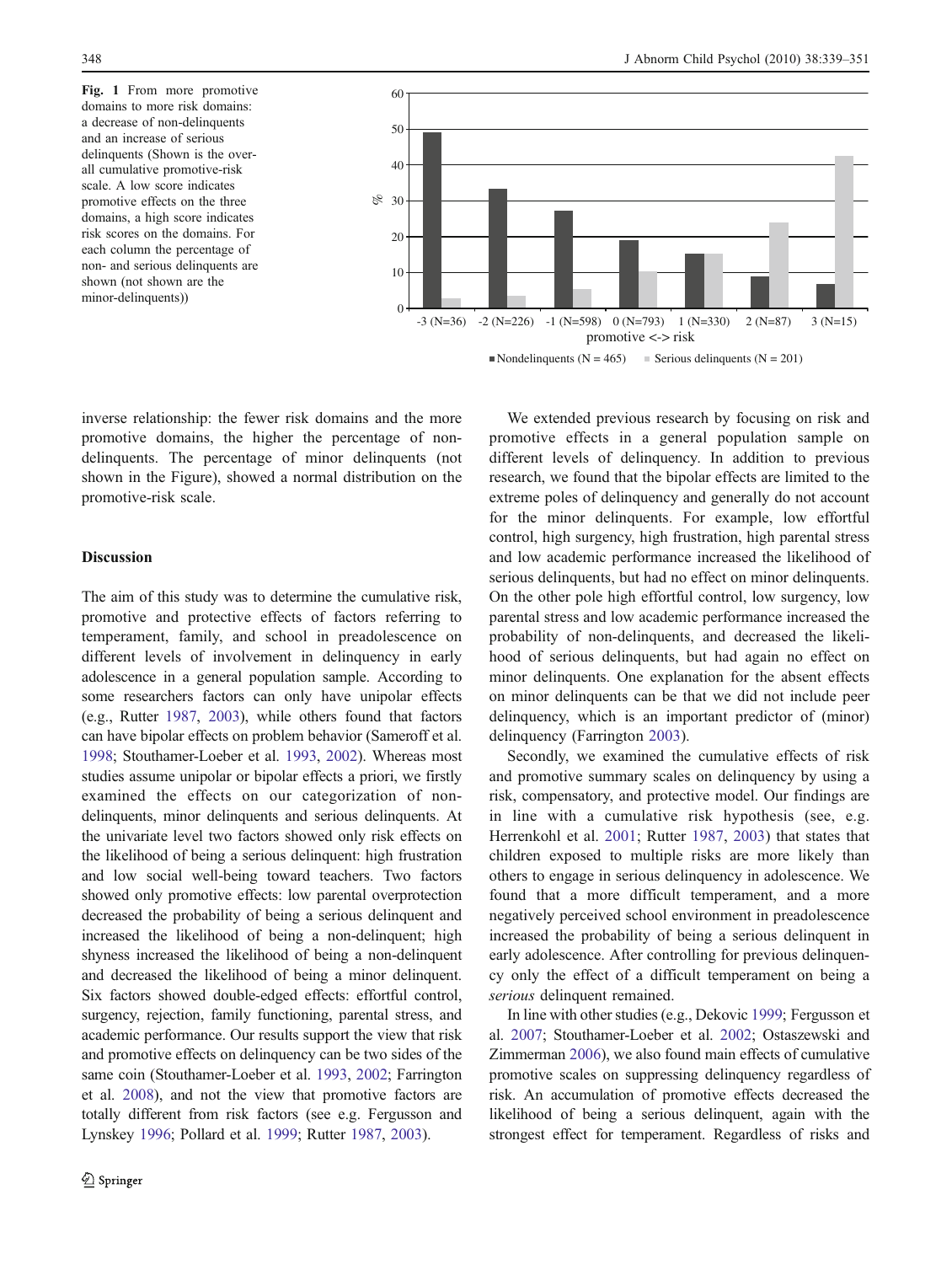Fig. 1 From more promotive domains to more risk domains: a decrease of non-delinquents and an increase of serious delinquents (Shown is the overall cumulative promotive-risk scale. A low score indicates promotive effects on the three domains, a high score indicates risk scores on the domains. For each column the percentage of non- and serious delinquents are shown (not shown are the minor-delinquents))

%

60
50
40
30
20
10
0

-3 (N=36) -2 (N=226) -1 (N=598) 0 (N=793) 1 (N=330) 2 (N=87) 3 (N=15)

promotive <-> risk

Nondelinquents (N = 465) Serious delinquents (N = 201)

inverse relationship: the fewer risk domains and the more promotive domains, the higher the percentage of non-delinquents. The percentage of minor delinquents (not shown in the Figure), showed a normal distribution on the promotive-risk scale.

## Discussion

The aim of this study was to determine the cumulative risk, promotive and protective effects of factors referring to temperament, family, and school in preadolescence on different levels of involvement in delinquency in early adolescence in a general population sample. According to some researchers factors can only have unipolar effects (e.g., Rutter 1987, 2003), while others found that factors can have bipolar effects on problem behavior (Sameroff et al. 1998; Stouthamer-Loeber et al. 1993, 2002). Whereas most studies assume unipolar or bipolar effects a priori, we firstly examined the effects on our categorization of non-delinquents, minor delinquents and serious delinquents. At the univariate level two factors showed only risk effects on the likelihood of being a serious delinquent: high frustration and low social well-being toward teachers. Two factors showed only promotive effects: low parental overprotection decreased the probability of being a serious delinquent and increased the likelihood of being a non-delinquent; high shyness increased the likelihood of being a non-delinquent and decreased the likelihood of being a minor delinquent. Six factors showed double-edged effects: effortful control, surgency, rejection, family functioning, parental stress, and academic performance. Our results support the view that risk and promotive effects on delinquency can be two sides of the same coin (Stouthamer-Loeber et al. 1993, 2002; Farrington et al. 2008), and not the view that promotive factors are totally different from risk factors (see e.g. Fergusson and Lynskey 1996; Pollard et al. 1999; Rutter 1987, 2003).

We extended previous research by focusing on risk and promotive effects in a general population sample on different levels of delinquency. In addition to previous research, we found that the bipolar effects are limited to the extreme poles of delinquency and generally do not account for the minor delinquents. For example, low effortful control, high surgency, high frustration, high parental stress and low academic performance increased the likelihood of serious delinquents, but had no effect on minor delinquents. On the other pole high effortful control, low surgency, low parental stress and low academic performance increased the probability of non-delinquents, and decreased the likelihood of serious delinquents, but had again no effect on minor delinquents. One explanation for the absent effects on minor delinquents can be that we did not include peer delinquency, which is an important predictor of (minor) delinquency (Farrington 2003).

Secondly, we examined the cumulative effects of risk and promotive summary scales on delinquency by using a risk, compensatory, and protective model. Our findings are in line with a cumulative risk hypothesis (see, e.g. Herrenkohl et al. 2001; Rutter 1987, 2003) that states that children exposed to multiple risks are more likely than others to engage in serious delinquency in adolescence. We found that a more difficult temperament, and a more negatively perceived school environment in preadolescence increased the probability of being a serious delinquent in early adolescence. After controlling for previous delinquency only the effect of a difficult temperament on being a *serious* delinquent remained.

In line with other studies (e.g., Dekovic 1999; Fergusson et al. 2007; Stouthamer-Loeber et al. 2002; Ostaszewski and Zimmerman 2006), we also found main effects of cumulative promotive scales on suppressing delinquency regardless of risk. An accumulation of promotive effects decreased the likelihood of being a serious delinquent, again with the strongest effect for temperament. Regardless of risks and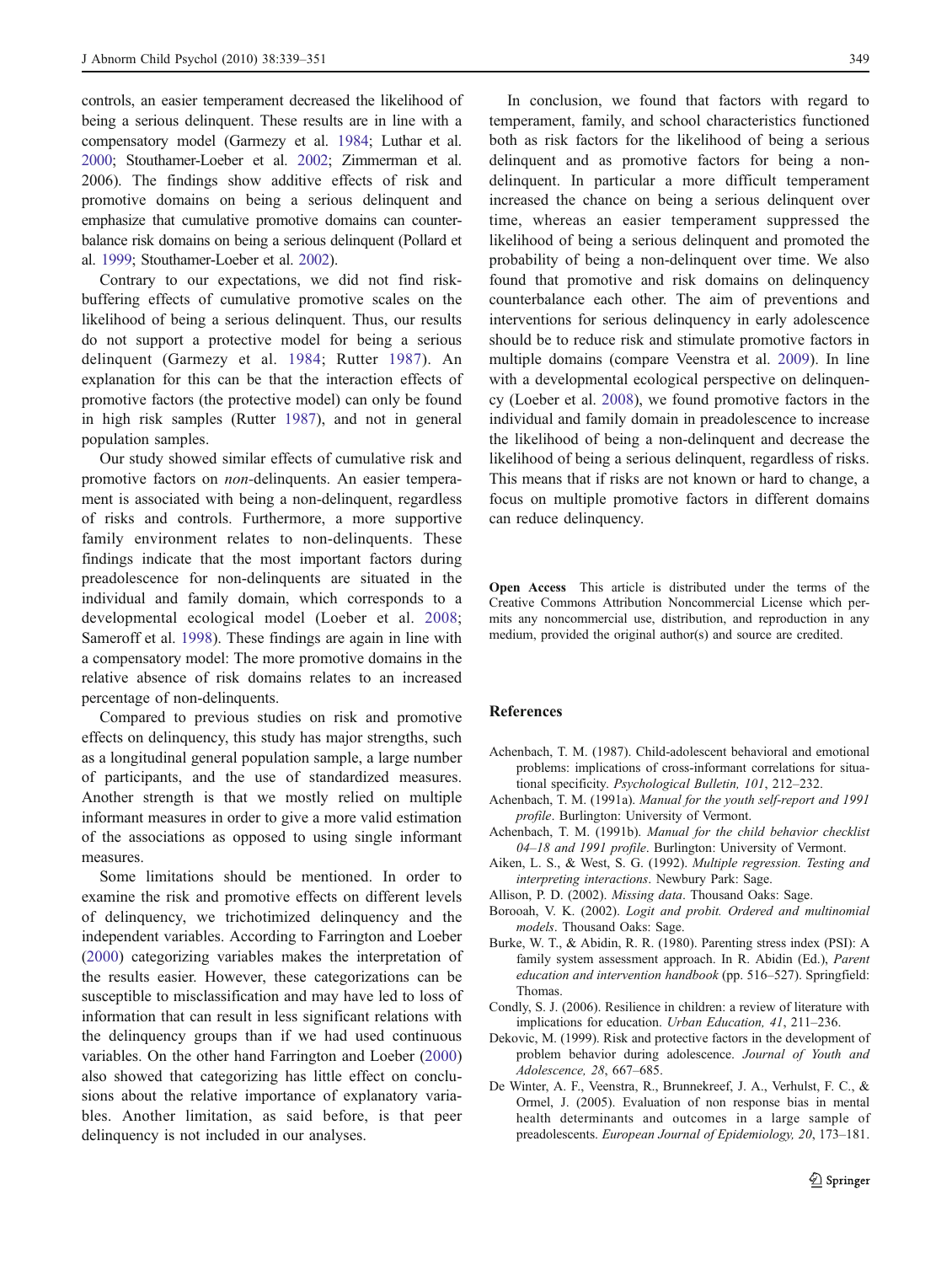controls, an easier temperament decreased the likelihood of being a serious delinquent. These results are in line with a compensatory model (Garmezy et al. 1984; Luthar et al. 2000; Stouthamer-Loeber et al. 2002; Zimmerman et al. 2006). The findings show additive effects of risk and promotive domains on being a serious delinquent and emphasize that cumulative promotive domains can counterbalance risk domains on being a serious delinquent (Pollard et al. 1999; Stouthamer-Loeber et al. 2002).

Contrary to our expectations, we did not find risk-buffering effects of cumulative promotive scales on the likelihood of being a serious delinquent. Thus, our results do not support a protective model for being a serious delinquent (Garmezy et al. 1984; Rutter 1987). An explanation for this can be that the interaction effects of promotive factors (the protective model) can only be found in high risk samples (Rutter 1987), and not in general population samples.

Our study showed similar effects of cumulative risk and promotive factors on *non*-delinquents. An easier temperament is associated with being a non-delinquent, regardless of risks and controls. Furthermore, a more supportive family environment relates to non-delinquents. These findings indicate that the most important factors during preadolescence for non-delinquents are situated in the individual and family domain, which corresponds to a developmental ecological model (Loeber et al. 2008; Sameroff et al. 1998). These findings are again in line with a compensatory model: The more promotive domains in the relative absence of risk domains relates to an increased percentage of non-delinquents.

Compared to previous studies on risk and promotive effects on delinquency, this study has major strengths, such as a longitudinal general population sample, a large number of participants, and the use of standardized measures. Another strength is that we mostly relied on multiple informant measures in order to give a more valid estimation of the associations as opposed to using single informant measures.

Some limitations should be mentioned. In order to examine the risk and promotive effects on different levels of delinquency, we trichotimized delinquency and the independent variables. According to Farrington and Loeber (2000) categorizing variables makes the interpretation of the results easier. However, these categorizations can be susceptible to misclassification and may have led to loss of information that can result in less significant relations with the delinquency groups than if we had used continuous variables. On the other hand Farrington and Loeber (2000) also showed that categorizing has little effect on conclusions about the relative importance of explanatory variables. Another limitation, as said before, is that peer delinquency is not included in our analyses.

In conclusion, we found that factors with regard to temperament, family, and school characteristics functioned both as risk factors for the likelihood of being a serious delinquent and as promotive factors for being a non-delinquent. In particular a more difficult temperament increased the chance on being a serious delinquent over time, whereas an easier temperament suppressed the likelihood of being a serious delinquent and promoted the probability of being a non-delinquent over time. We also found that promotive and risk domains on delinquency counterbalance each other. The aim of preventions and interventions for serious delinquency in early adolescence should be to reduce risk and stimulate promotive factors in multiple domains (compare Veenstra et al. 2009). In line with a developmental ecological perspective on delinquency (Loeber et al. 2008), we found promotive factors in the individual and family domain in preadolescence to increase the likelihood of being a non-delinquent and decrease the likelihood of being a serious delinquent, regardless of risks. This means that if risks are not known or hard to change, a focus on multiple promotive factors in different domains can reduce delinquency.

**Open Access** This article is distributed under the terms of the Creative Commons Attribution Noncommercial License which permits any noncommercial use, distribution, and reproduction in any medium, provided the original author(s) and source are credited.

## References

Achenbach, T. M. (1987). Child-adolescent behavioral and emotional problems: implications of cross-informant correlations for situational specificity. *Psychological Bulletin, 101*, 212–232.

Achenbach, T. M. (1991a). *Manual for the youth self-report and 1991 profile*. Burlington: University of Vermont.

Achenbach, T. M. (1991b). *Manual for the child behavior checklist 04–18 and 1991 profile*. Burlington: University of Vermont.

Aiken, L. S., & West, S. G. (1992). *Multiple regression. Testing and interpreting interactions*. Newbury Park: Sage.

Allison, P. D. (2002). *Missing data*. Thousand Oaks: Sage.

Borooah, V. K. (2002). *Logit and probit. Ordered and multinomial models*. Thousand Oaks: Sage.

Burke, W. T., & Abidin, R. R. (1980). Parenting stress index (PSI): A family system assessment approach. In R. Abidin (Ed.), *Parent education and intervention handbook* (pp. 516–527). Springfield: Thomas.

Condly, S. J. (2006). Resilience in children: a review of literature with implications for education. *Urban Education, 41*, 211–236.

Dekovic, M. (1999). Risk and protective factors in the development of problem behavior during adolescence. *Journal of Youth and Adolescence, 28*, 667–685.

De Winter, A. F., Veenstra, R., Brunnekreef, J. A., Verhulst, F. C., & Ormel, J. (2005). Evaluation of non response bias in mental health determinants and outcomes in a large sample of preadolescents. *European Journal of Epidemiology, 20*, 173–181.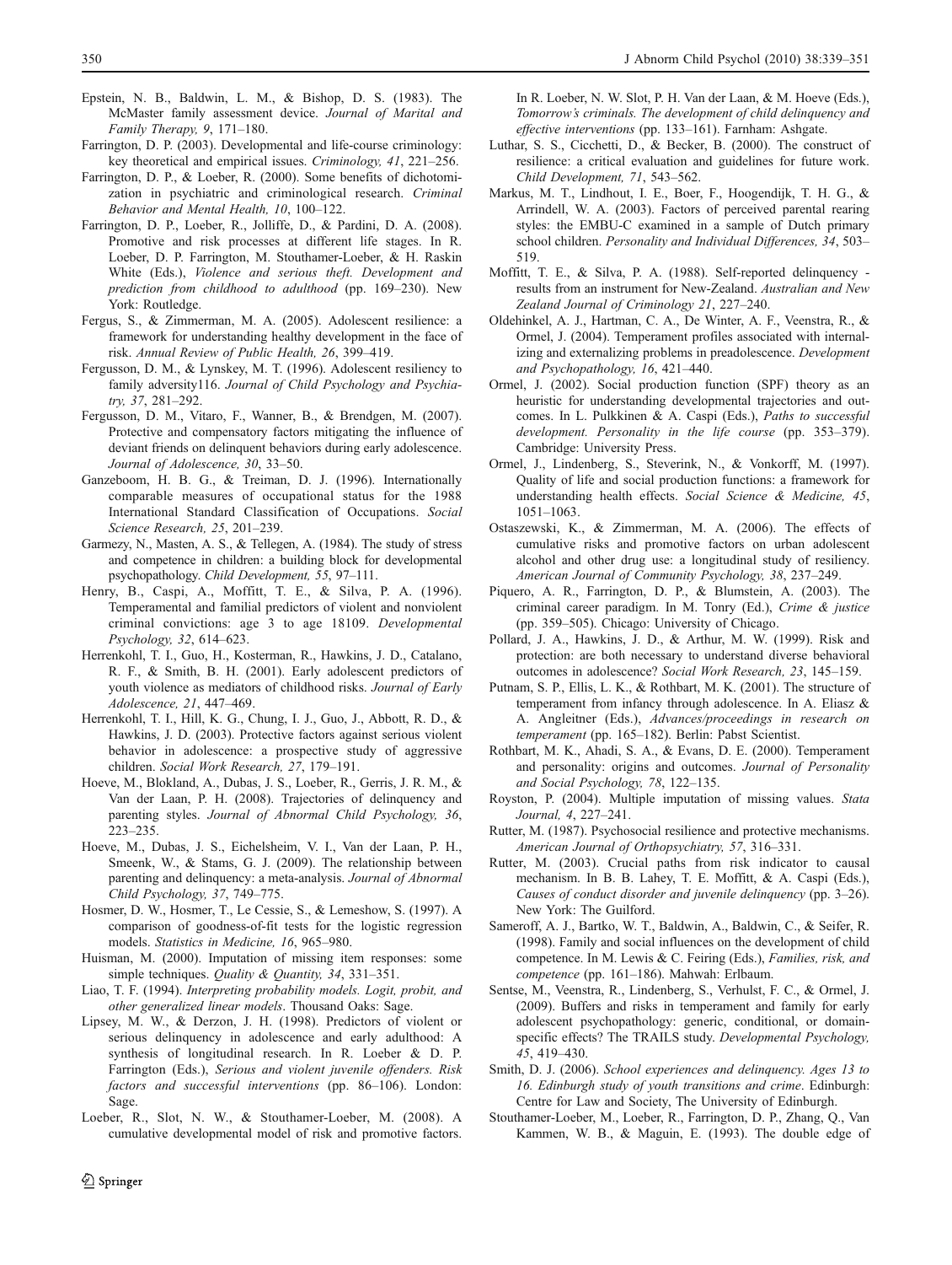Epstein, N. B., Baldwin, L. M., & Bishop, D. S. (1983). The McMaster family assessment device. *Journal of Marital and Family Therapy, 9*, 171–180.

Farrington, D. P. (2003). Developmental and life-course criminology: key theoretical and empirical issues. *Criminology, 41*, 221–256.

Farrington, D. P., & Loeber, R. (2000). Some benefits of dichotomization in psychiatric and criminological research. *Criminal Behavior and Mental Health, 10*, 100–122.

Farrington, D. P., Loeber, R., Jolliffe, D., & Pardini, D. A. (2008). Promotive and risk processes at different life stages. In R. Loeber, D. P. Farrington, M. Stouthamer-Loeber, & H. Raskin White (Eds.), *Violence and serious theft. Development and prediction from childhood to adulthood* (pp. 169–230). New York: Routledge.

Fergus, S., & Zimmerman, M. A. (2005). Adolescent resilience: a framework for understanding healthy development in the face of risk. *Annual Review of Public Health, 26*, 399–419.

Fergusson, D. M., & Lynskey, M. T. (1996). Adolescent resiliency to family adversity116. *Journal of Child Psychology and Psychiatry, 37*, 281–292.

Fergusson, D. M., Vitaro, F., Wanner, B., & Brendgen, M. (2007). Protective and compensatory factors mitigating the influence of deviant friends on delinquent behaviors during early adolescence. *Journal of Adolescence, 30*, 33–50.

Ganzeboom, H. B. G., & Treiman, D. J. (1996). Internationally comparable measures of occupational status for the 1988 International Standard Classification of Occupations. *Social Science Research, 25*, 201–239.

Garmezy, N., Masten, A. S., & Tellegen, A. (1984). The study of stress and competence in children: a building block for developmental psychopathology. *Child Development, 55*, 97–111.

Henry, B., Caspi, A., Moffitt, T. E., & Silva, P. A. (1996). Temperamental and familial predictors of violent and nonviolent criminal convictions: age 3 to age 18109. *Developmental Psychology, 32*, 614–623.

Herrenkohl, T. I., Guo, H., Kosterman, R., Hawkins, J. D., Catalano, R. F., & Smith, B. H. (2001). Early adolescent predictors of youth violence as mediators of childhood risks. *Journal of Early Adolescence, 21*, 447–469.

Herrenkohl, T. I., Hill, K. G., Chung, I. J., Guo, J., Abbott, R. D., & Hawkins, J. D. (2003). Protective factors against serious violent behavior in adolescence: a prospective study of aggressive children. *Social Work Research, 27*, 179–191.

Hoeve, M., Blokland, A., Dubas, J. S., Loeber, R., Gerris, J. R. M., & Van der Laan, P. H. (2008). Trajectories of delinquency and parenting styles. *Journal of Abnormal Child Psychology, 36*, 223–235.

Hoeve, M., Dubas, J. S., Eichelsheim, V. I., Van der Laan, P. H., Smeenk, W., & Stams, G. J. (2009). The relationship between parenting and delinquency: a meta-analysis. *Journal of Abnormal Child Psychology, 37*, 749–775.

Hosmer, D. W., Hosmer, T., Le Cessie, S., & Lemeshow, S. (1997). A comparison of goodness-of-fit tests for the logistic regression models. *Statistics in Medicine, 16*, 965–980.

Huisman, M. (2000). Imputation of missing item responses: some simple techniques. *Quality & Quantity, 34*, 331–351.

Liao, T. F. (1994). *Interpreting probability models. Logit, probit, and other generalized linear models*. Thousand Oaks: Sage.

Lipsey, M. W., & Derzon, J. H. (1998). Predictors of violent or serious delinquency in adolescence and early adulthood: A synthesis of longitudinal research. In R. Loeber & D. P. Farrington (Eds.), *Serious and violent juvenile offenders. Risk factors and successful interventions* (pp. 86–106). London: Sage.

Loeber, R., Slot, N. W., & Stouthamer-Loeber, M. (2008). A cumulative developmental model of risk and promotive factors. In R. Loeber, N. W. Slot, P. H. Van der Laan, & M. Hoeve (Eds.), *Tomorrow's criminals. The development of child delinquency and effective interventions* (pp. 133–161). Farnham: Ashgate.

Luthar, S. S., Cicchetti, D., & Becker, B. (2000). The construct of resilience: a critical evaluation and guidelines for future work. *Child Development, 71*, 543–562.

Markus, M. T., Lindhout, I. E., Boer, F., Hoogendijk, T. H. G., & Arrindell, W. A. (2003). Factors of perceived parental rearing styles: the EMBU-C examined in a sample of Dutch primary school children. *Personality and Individual Differences, 34*, 503–519.

Moffitt, T. E., & Silva, P. A. (1988). Self-reported delinquency - results from an instrument for New-Zealand. *Australian and New Zealand Journal of Criminology 21*, 227–240.

Oldehinkel, A. J., Hartman, C. A., De Winter, A. F., Veenstra, R., & Ormel, J. (2004). Temperament profiles associated with internalizing and externalizing problems in preadolescence. *Development and Psychopathology, 16*, 421–440.

Ormel, J. (2002). Social production function (SPF) theory as an heuristic for understanding developmental trajectories and outcomes. In L. Pulkkinen & A. Caspi (Eds.), *Paths to successful development. Personality in the life course* (pp. 353–379). Cambridge: University Press.

Ormel, J., Lindenberg, S., Steverink, N., & Vonkorff, M. (1997). Quality of life and social production functions: a framework for understanding health effects. *Social Science & Medicine, 45*, 1051–1063.

Ostaszewski, K., & Zimmerman, M. A. (2006). The effects of cumulative risks and promotive factors on urban adolescent alcohol and other drug use: a longitudinal study of resiliency. *American Journal of Community Psychology, 38*, 237–249.

Piquero, A. R., Farrington, D. P., & Blumstein, A. (2003). The criminal career paradigm. In M. Tonry (Ed.), *Crime & justice* (pp. 359–505). Chicago: University of Chicago.

Pollard, J. A., Hawkins, J. D., & Arthur, M. W. (1999). Risk and protection: are both necessary to understand diverse behavioral outcomes in adolescence? *Social Work Research, 23*, 145–159.

Putnam, S. P., Ellis, L. K., & Rothbart, M. K. (2001). The structure of temperament from infancy through adolescence. In A. Eliasz & A. Angleitner (Eds.), *Advances/proceedings in research on temperament* (pp. 165–182). Berlin: Pabst Scientist.

Rothbart, M. K., Ahadi, S. A., & Evans, D. E. (2000). Temperament and personality: origins and outcomes. *Journal of Personality and Social Psychology, 78*, 122–135.

Royston, P. (2004). Multiple imputation of missing values. *Stata Journal, 4*, 227–241.

Rutter, M. (1987). Psychosocial resilience and protective mechanisms. *American Journal of Orthopsychiatry, 57*, 316–331.

Rutter, M. (2003). Crucial paths from risk indicator to causal mechanism. In B. B. Lahey, T. E. Moffitt, & A. Caspi (Eds.), *Causes of conduct disorder and juvenile delinquency* (pp. 3–26). New York: The Guilford.

Sameroff, A. J., Bartko, W. T., Baldwin, A., Baldwin, C., & Seifer, R. (1998). Family and social influences on the development of child competence. In M. Lewis & C. Feiring (Eds.), *Families, risk, and competence* (pp. 161–186). Mahwah: Erlbaum.

Sentse, M., Veenstra, R., Lindenberg, S., Verhulst, F. C., & Ormel, J. (2009). Buffers and risks in temperament and family for early adolescent psychopathology: generic, conditional, or domain-specific effects? The TRAILS study. *Developmental Psychology, 45*, 419–430.

Smith, D. J. (2006). *School experiences and delinquency. Ages 13 to 16. Edinburgh study of youth transitions and crime*. Edinburgh: Centre for Law and Society, The University of Edinburgh.

Stouthamer-Loeber, M., Loeber, R., Farrington, D. P., Zhang, Q., Van Kammen, W. B., & Maguin, E. (1993). The double edge of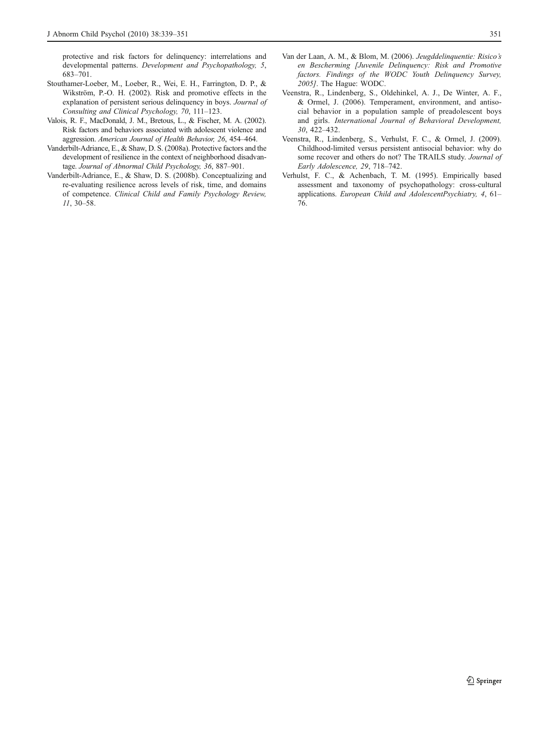protective and risk factors for delinquency: interrelations and developmental patterns. *Development and Psychopathology, 5*, 683–701.

Stouthamer-Loeber, M., Loeber, R., Wei, E. H., Farrington, D. P., & Wikström, P.-O. H. (2002). Risk and promotive effects in the explanation of persistent serious delinquency in boys. *Journal of Consulting and Clinical Psychology, 70*, 111–123.

Valois, R. F., MacDonald, J. M., Bretous, L., & Fischer, M. A. (2002). Risk factors and behaviors associated with adolescent violence and aggression. *American Journal of Health Behavior, 26*, 454–464.

Vanderbilt-Adriance, E., & Shaw, D. S. (2008a). Protective factors and the development of resilience in the context of neighborhood disadvantage. *Journal of Abnormal Child Psychology, 36*, 887–901.

Vanderbilt-Adriance, E., & Shaw, D. S. (2008b). Conceptualizing and re-evaluating resilience across levels of risk, time, and domains of competence. *Clinical Child and Family Psychology Review, 11*, 30–58.

Van der Laan, A. M., & Blom, M. (2006). *Jeugddelinquentie: Risico's en Bescherming [Juvenile Delinquency: Risk and Promotive factors. Findings of the WODC Youth Delinquency Survey, 2005]*. The Hague: WODC.

Veenstra, R., Lindenberg, S., Oldehinkel, A. J., De Winter, A. F., & Ormel, J. (2006). Temperament, environment, and antisocial behavior in a population sample of preadolescent boys and girls. *International Journal of Behavioral Development, 30*, 422–432.

Veenstra, R., Lindenberg, S., Verhulst, F. C., & Ormel, J. (2009). Childhood-limited versus persistent antisocial behavior: why do some recover and others do not? The TRAILS study. *Journal of Early Adolescence, 29*, 718–742.

Verhulst, F. C., & Achenbach, T. M. (1995). Empirically based assessment and taxonomy of psychopathology: cross-cultural applications. *European Child and AdolescentPsychiatry, 4*, 61–76.